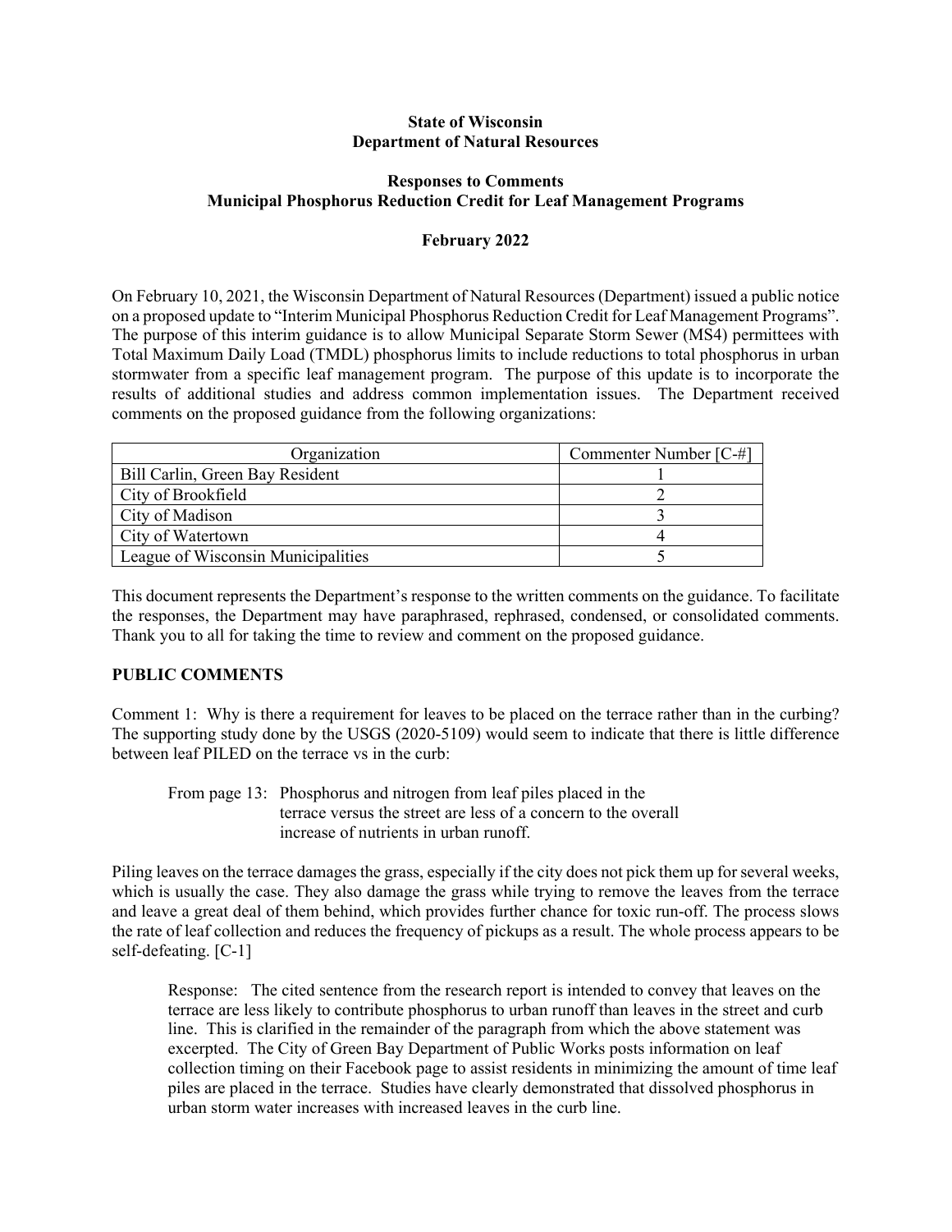**State of Wisconsin**
**Department of Natural Resources**

**Responses to Comments**
**Municipal Phosphorus Reduction Credit for Leaf Management Programs**

**February 2022**

On February 10, 2021, the Wisconsin Department of Natural Resources (Department) issued a public notice on a proposed update to "Interim Municipal Phosphorus Reduction Credit for Leaf Management Programs". The purpose of this interim guidance is to allow Municipal Separate Storm Sewer (MS4) permittees with Total Maximum Daily Load (TMDL) phosphorus limits to include reductions to total phosphorus in urban stormwater from a specific leaf management program. The purpose of this update is to incorporate the results of additional studies and address common implementation issues. The Department received comments on the proposed guidance from the following organizations:

| Organization | Commenter Number [C-#] |
|---|---|
| Bill Carlin, Green Bay Resident | 1 |
| City of Brookfield | 2 |
| City of Madison | 3 |
| City of Watertown | 4 |
| League of Wisconsin Municipalities | 5 |

This document represents the Department's response to the written comments on the guidance. To facilitate the responses, the Department may have paraphrased, rephrased, condensed, or consolidated comments. Thank you to all for taking the time to review and comment on the proposed guidance.

**PUBLIC COMMENTS**

Comment 1: Why is there a requirement for leaves to be placed on the terrace rather than in the curbing? The supporting study done by the USGS (2020-5109) would seem to indicate that there is little difference between leaf PILED on the terrace vs in the curb:

> From page 13: Phosphorus and nitrogen from leaf piles placed in the terrace versus the street are less of a concern to the overall increase of nutrients in urban runoff.

Piling leaves on the terrace damages the grass, especially if the city does not pick them up for several weeks, which is usually the case. They also damage the grass while trying to remove the leaves from the terrace and leave a great deal of them behind, which provides further chance for toxic run-off. The process slows the rate of leaf collection and reduces the frequency of pickups as a result. The whole process appears to be self-defeating. [C-1]

> Response: The cited sentence from the research report is intended to convey that leaves on the terrace are less likely to contribute phosphorus to urban runoff than leaves in the street and curb line. This is clarified in the remainder of the paragraph from which the above statement was excerpted. The City of Green Bay Department of Public Works posts information on leaf collection timing on their Facebook page to assist residents in minimizing the amount of time leaf piles are placed in the terrace. Studies have clearly demonstrated that dissolved phosphorus in urban storm water increases with increased leaves in the curb line.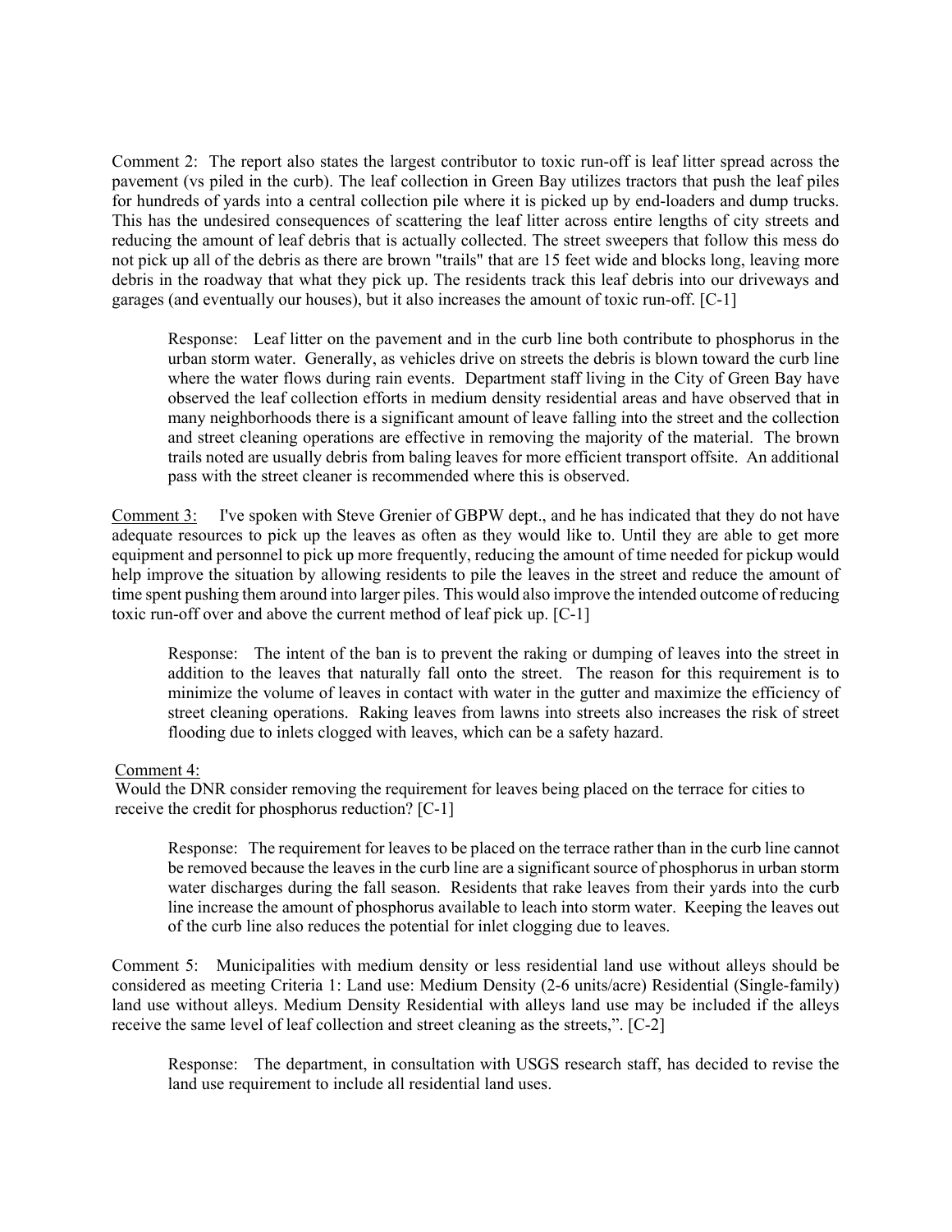Comment 2: The report also states the largest contributor to toxic run-off is leaf litter spread across the pavement (vs piled in the curb). The leaf collection in Green Bay utilizes tractors that push the leaf piles for hundreds of yards into a central collection pile where it is picked up by end-loaders and dump trucks. This has the undesired consequences of scattering the leaf litter across entire lengths of city streets and reducing the amount of leaf debris that is actually collected. The street sweepers that follow this mess do not pick up all of the debris as there are brown "trails" that are 15 feet wide and blocks long, leaving more debris in the roadway that what they pick up. The residents track this leaf debris into our driveways and garages (and eventually our houses), but it also increases the amount of toxic run-off. [C-1]

> Response: Leaf litter on the pavement and in the curb line both contribute to phosphorus in the urban storm water. Generally, as vehicles drive on streets the debris is blown toward the curb line where the water flows during rain events. Department staff living in the City of Green Bay have observed the leaf collection efforts in medium density residential areas and have observed that in many neighborhoods there is a significant amount of leave falling into the street and the collection and street cleaning operations are effective in removing the majority of the material. The brown trails noted are usually debris from baling leaves for more efficient transport offsite. An additional pass with the street cleaner is recommended where this is observed.

<u>Comment 3:</u> I've spoken with Steve Grenier of GBPW dept., and he has indicated that they do not have adequate resources to pick up the leaves as often as they would like to. Until they are able to get more equipment and personnel to pick up more frequently, reducing the amount of time needed for pickup would help improve the situation by allowing residents to pile the leaves in the street and reduce the amount of time spent pushing them around into larger piles. This would also improve the intended outcome of reducing toxic run-off over and above the current method of leaf pick up. [C-1]

> Response: The intent of the ban is to prevent the raking or dumping of leaves into the street in addition to the leaves that naturally fall onto the street. The reason for this requirement is to minimize the volume of leaves in contact with water in the gutter and maximize the efficiency of street cleaning operations. Raking leaves from lawns into streets also increases the risk of street flooding due to inlets clogged with leaves, which can be a safety hazard.

<u>Comment 4:</u>
Would the DNR consider removing the requirement for leaves being placed on the terrace for cities to receive the credit for phosphorus reduction? [C-1]

> Response: The requirement for leaves to be placed on the terrace rather than in the curb line cannot be removed because the leaves in the curb line are a significant source of phosphorus in urban storm water discharges during the fall season. Residents that rake leaves from their yards into the curb line increase the amount of phosphorus available to leach into storm water. Keeping the leaves out of the curb line also reduces the potential for inlet clogging due to leaves.

Comment 5: Municipalities with medium density or less residential land use without alleys should be considered as meeting Criteria 1: Land use: Medium Density (2-6 units/acre) Residential (Single-family) land use without alleys. Medium Density Residential with alleys land use may be included if the alleys receive the same level of leaf collection and street cleaning as the streets,". [C-2]

> Response: The department, in consultation with USGS research staff, has decided to revise the land use requirement to include all residential land uses.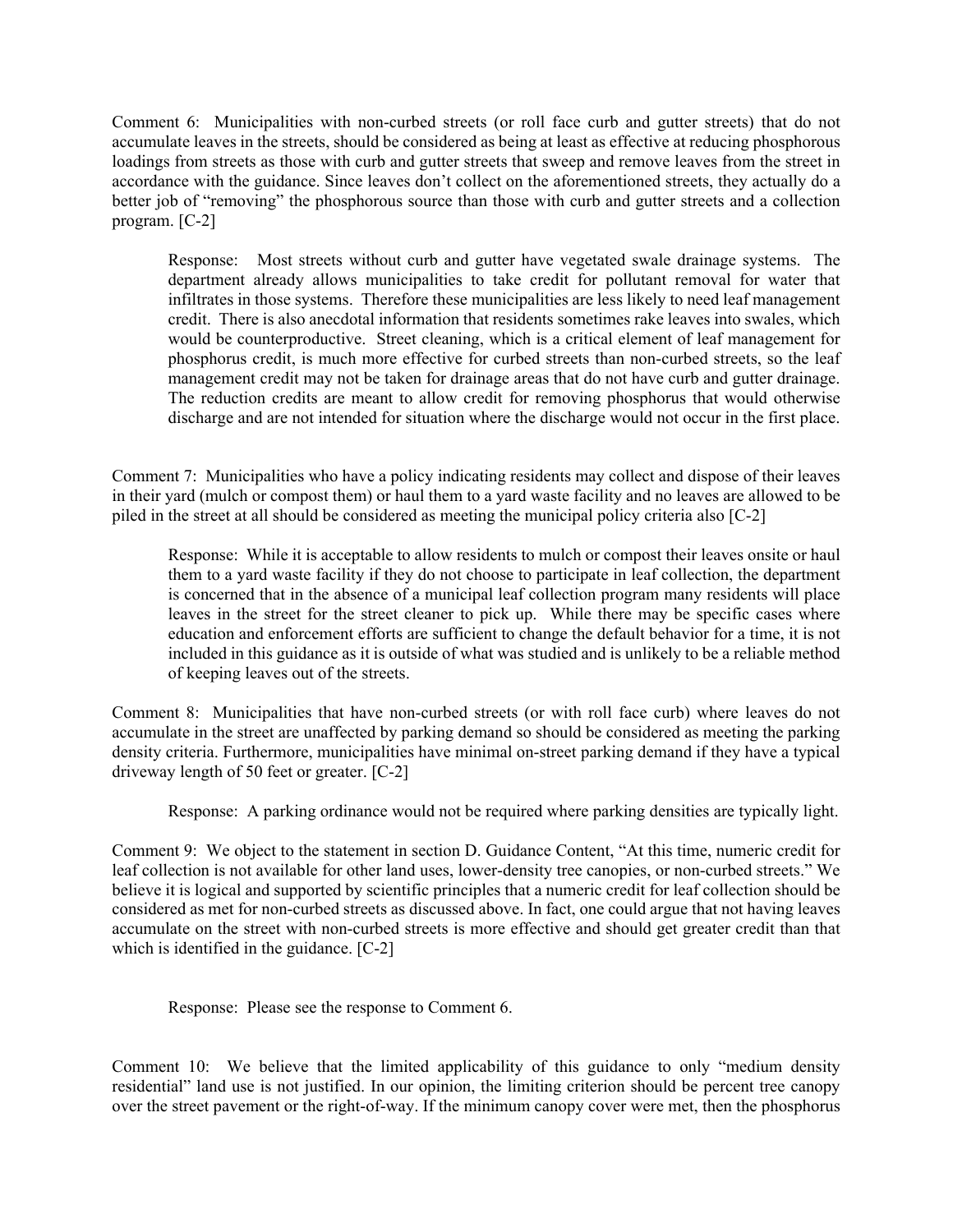Comment 6: Municipalities with non-curbed streets (or roll face curb and gutter streets) that do not accumulate leaves in the streets, should be considered as being at least as effective at reducing phosphorous loadings from streets as those with curb and gutter streets that sweep and remove leaves from the street in accordance with the guidance. Since leaves don't collect on the aforementioned streets, they actually do a better job of "removing" the phosphorous source than those with curb and gutter streets and a collection program. [C-2]

> Response: Most streets without curb and gutter have vegetated swale drainage systems. The department already allows municipalities to take credit for pollutant removal for water that infiltrates in those systems. Therefore these municipalities are less likely to need leaf management credit. There is also anecdotal information that residents sometimes rake leaves into swales, which would be counterproductive. Street cleaning, which is a critical element of leaf management for phosphorus credit, is much more effective for curbed streets than non-curbed streets, so the leaf management credit may not be taken for drainage areas that do not have curb and gutter drainage. The reduction credits are meant to allow credit for removing phosphorus that would otherwise discharge and are not intended for situation where the discharge would not occur in the first place.

Comment 7: Municipalities who have a policy indicating residents may collect and dispose of their leaves in their yard (mulch or compost them) or haul them to a yard waste facility and no leaves are allowed to be piled in the street at all should be considered as meeting the municipal policy criteria also [C-2]

> Response: While it is acceptable to allow residents to mulch or compost their leaves onsite or haul them to a yard waste facility if they do not choose to participate in leaf collection, the department is concerned that in the absence of a municipal leaf collection program many residents will place leaves in the street for the street cleaner to pick up. While there may be specific cases where education and enforcement efforts are sufficient to change the default behavior for a time, it is not included in this guidance as it is outside of what was studied and is unlikely to be a reliable method of keeping leaves out of the streets.

Comment 8: Municipalities that have non-curbed streets (or with roll face curb) where leaves do not accumulate in the street are unaffected by parking demand so should be considered as meeting the parking density criteria. Furthermore, municipalities have minimal on-street parking demand if they have a typical driveway length of 50 feet or greater. [C-2]

> Response: A parking ordinance would not be required where parking densities are typically light.

Comment 9: We object to the statement in section D. Guidance Content, "At this time, numeric credit for leaf collection is not available for other land uses, lower-density tree canopies, or non-curbed streets." We believe it is logical and supported by scientific principles that a numeric credit for leaf collection should be considered as met for non-curbed streets as discussed above. In fact, one could argue that not having leaves accumulate on the street with non-curbed streets is more effective and should get greater credit than that which is identified in the guidance. [C-2]

> Response: Please see the response to Comment 6.

Comment 10: We believe that the limited applicability of this guidance to only "medium density residential" land use is not justified. In our opinion, the limiting criterion should be percent tree canopy over the street pavement or the right-of-way. If the minimum canopy cover were met, then the phosphorus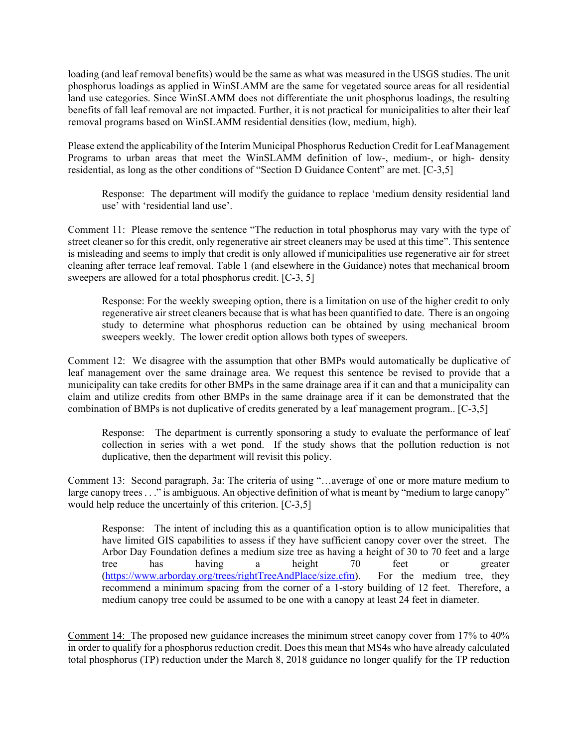loading (and leaf removal benefits) would be the same as what was measured in the USGS studies. The unit phosphorus loadings as applied in WinSLAMM are the same for vegetated source areas for all residential land use categories. Since WinSLAMM does not differentiate the unit phosphorus loadings, the resulting benefits of fall leaf removal are not impacted. Further, it is not practical for municipalities to alter their leaf removal programs based on WinSLAMM residential densities (low, medium, high).

Please extend the applicability of the Interim Municipal Phosphorus Reduction Credit for Leaf Management Programs to urban areas that meet the WinSLAMM definition of low-, medium-, or high- density residential, as long as the other conditions of "Section D Guidance Content" are met. [C-3,5]

> Response: The department will modify the guidance to replace 'medium density residential land use' with 'residential land use'.

Comment 11: Please remove the sentence "The reduction in total phosphorus may vary with the type of street cleaner so for this credit, only regenerative air street cleaners may be used at this time". This sentence is misleading and seems to imply that credit is only allowed if municipalities use regenerative air for street cleaning after terrace leaf removal. Table 1 (and elsewhere in the Guidance) notes that mechanical broom sweepers are allowed for a total phosphorus credit. [C-3, 5]

> Response: For the weekly sweeping option, there is a limitation on use of the higher credit to only regenerative air street cleaners because that is what has been quantified to date. There is an ongoing study to determine what phosphorus reduction can be obtained by using mechanical broom sweepers weekly. The lower credit option allows both types of sweepers.

Comment 12: We disagree with the assumption that other BMPs would automatically be duplicative of leaf management over the same drainage area. We request this sentence be revised to provide that a municipality can take credits for other BMPs in the same drainage area if it can and that a municipality can claim and utilize credits from other BMPs in the same drainage area if it can be demonstrated that the combination of BMPs is not duplicative of credits generated by a leaf management program.. [C-3,5]

> Response: The department is currently sponsoring a study to evaluate the performance of leaf collection in series with a wet pond. If the study shows that the pollution reduction is not duplicative, then the department will revisit this policy.

Comment 13: Second paragraph, 3a: The criteria of using "…average of one or more mature medium to large canopy trees . . ." is ambiguous. An objective definition of what is meant by "medium to large canopy" would help reduce the uncertainly of this criterion. [C-3,5]

> Response: The intent of including this as a quantification option is to allow municipalities that have limited GIS capabilities to assess if they have sufficient canopy cover over the street. The Arbor Day Foundation defines a medium size tree as having a height of 30 to 70 feet and a large tree has having a height 70 feet or greater (https://www.arborday.org/trees/rightTreeAndPlace/size.cfm). For the medium tree, they recommend a minimum spacing from the corner of a 1-story building of 12 feet. Therefore, a medium canopy tree could be assumed to be one with a canopy at least 24 feet in diameter.

Comment 14: The proposed new guidance increases the minimum street canopy cover from 17% to 40% in order to qualify for a phosphorus reduction credit. Does this mean that MS4s who have already calculated total phosphorus (TP) reduction under the March 8, 2018 guidance no longer qualify for the TP reduction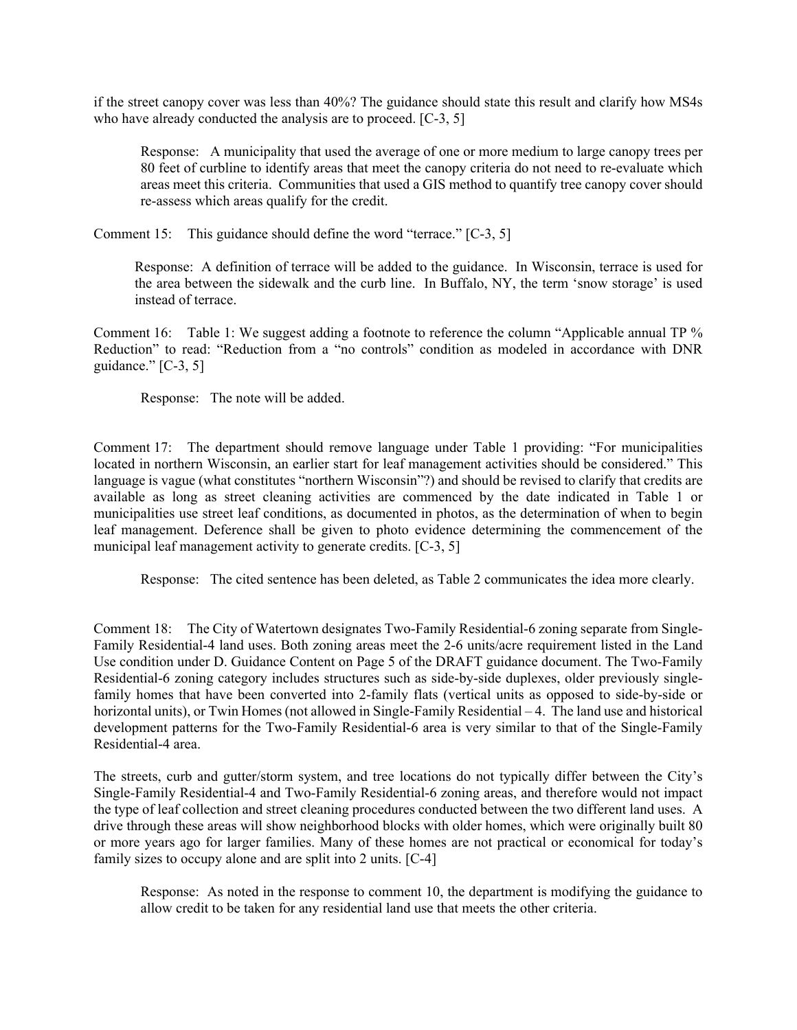if the street canopy cover was less than 40%? The guidance should state this result and clarify how MS4s who have already conducted the analysis are to proceed. [C-3, 5]

> Response: A municipality that used the average of one or more medium to large canopy trees per 80 feet of curbline to identify areas that meet the canopy criteria do not need to re-evaluate which areas meet this criteria. Communities that used a GIS method to quantify tree canopy cover should re-assess which areas qualify for the credit.

Comment 15: This guidance should define the word "terrace." [C-3, 5]

> Response: A definition of terrace will be added to the guidance. In Wisconsin, terrace is used for the area between the sidewalk and the curb line. In Buffalo, NY, the term 'snow storage' is used instead of terrace.

Comment 16: Table 1: We suggest adding a footnote to reference the column "Applicable annual TP % Reduction" to read: "Reduction from a "no controls" condition as modeled in accordance with DNR guidance." [C-3, 5]

> Response: The note will be added.

Comment 17: The department should remove language under Table 1 providing: "For municipalities located in northern Wisconsin, an earlier start for leaf management activities should be considered." This language is vague (what constitutes "northern Wisconsin"?) and should be revised to clarify that credits are available as long as street cleaning activities are commenced by the date indicated in Table 1 or municipalities use street leaf conditions, as documented in photos, as the determination of when to begin leaf management. Deference shall be given to photo evidence determining the commencement of the municipal leaf management activity to generate credits. [C-3, 5]

> Response: The cited sentence has been deleted, as Table 2 communicates the idea more clearly.

Comment 18: The City of Watertown designates Two-Family Residential-6 zoning separate from Single-Family Residential-4 land uses. Both zoning areas meet the 2-6 units/acre requirement listed in the Land Use condition under D. Guidance Content on Page 5 of the DRAFT guidance document. The Two-Family Residential-6 zoning category includes structures such as side-by-side duplexes, older previously single-family homes that have been converted into 2-family flats (vertical units as opposed to side-by-side or horizontal units), or Twin Homes (not allowed in Single-Family Residential – 4. The land use and historical development patterns for the Two-Family Residential-6 area is very similar to that of the Single-Family Residential-4 area.

The streets, curb and gutter/storm system, and tree locations do not typically differ between the City's Single-Family Residential-4 and Two-Family Residential-6 zoning areas, and therefore would not impact the type of leaf collection and street cleaning procedures conducted between the two different land uses. A drive through these areas will show neighborhood blocks with older homes, which were originally built 80 or more years ago for larger families. Many of these homes are not practical or economical for today's family sizes to occupy alone and are split into 2 units. [C-4]

> Response: As noted in the response to comment 10, the department is modifying the guidance to allow credit to be taken for any residential land use that meets the other criteria.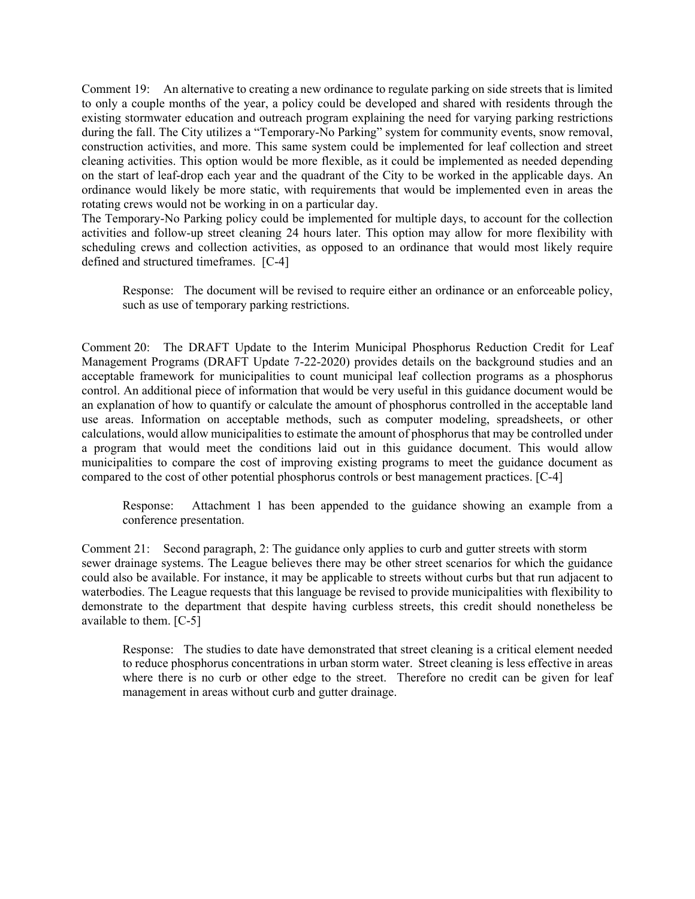Comment 19: An alternative to creating a new ordinance to regulate parking on side streets that is limited to only a couple months of the year, a policy could be developed and shared with residents through the existing stormwater education and outreach program explaining the need for varying parking restrictions during the fall. The City utilizes a "Temporary-No Parking" system for community events, snow removal, construction activities, and more. This same system could be implemented for leaf collection and street cleaning activities. This option would be more flexible, as it could be implemented as needed depending on the start of leaf-drop each year and the quadrant of the City to be worked in the applicable days. An ordinance would likely be more static, with requirements that would be implemented even in areas the rotating crews would not be working in on a particular day.
The Temporary-No Parking policy could be implemented for multiple days, to account for the collection activities and follow-up street cleaning 24 hours later. This option may allow for more flexibility with scheduling crews and collection activities, as opposed to an ordinance that would most likely require defined and structured timeframes. [C-4]

> Response: The document will be revised to require either an ordinance or an enforceable policy, such as use of temporary parking restrictions.

Comment 20: The DRAFT Update to the Interim Municipal Phosphorus Reduction Credit for Leaf Management Programs (DRAFT Update 7-22-2020) provides details on the background studies and an acceptable framework for municipalities to count municipal leaf collection programs as a phosphorus control. An additional piece of information that would be very useful in this guidance document would be an explanation of how to quantify or calculate the amount of phosphorus controlled in the acceptable land use areas. Information on acceptable methods, such as computer modeling, spreadsheets, or other calculations, would allow municipalities to estimate the amount of phosphorus that may be controlled under a program that would meet the conditions laid out in this guidance document. This would allow municipalities to compare the cost of improving existing programs to meet the guidance document as compared to the cost of other potential phosphorus controls or best management practices. [C-4]

> Response: Attachment 1 has been appended to the guidance showing an example from a conference presentation.

Comment 21: Second paragraph, 2: The guidance only applies to curb and gutter streets with storm sewer drainage systems. The League believes there may be other street scenarios for which the guidance could also be available. For instance, it may be applicable to streets without curbs but that run adjacent to waterbodies. The League requests that this language be revised to provide municipalities with flexibility to demonstrate to the department that despite having curbless streets, this credit should nonetheless be available to them. [C-5]

> Response: The studies to date have demonstrated that street cleaning is a critical element needed to reduce phosphorus concentrations in urban storm water. Street cleaning is less effective in areas where there is no curb or other edge to the street. Therefore no credit can be given for leaf management in areas without curb and gutter drainage.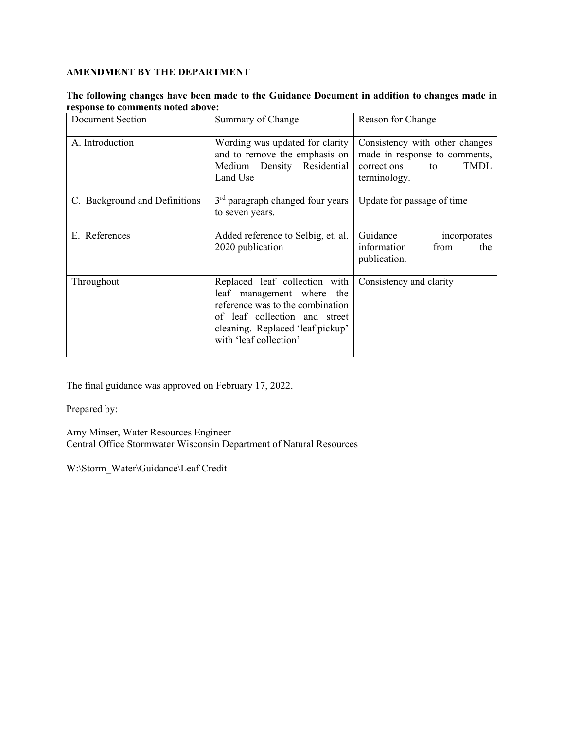**AMENDMENT BY THE DEPARTMENT**

**The following changes have been made to the Guidance Document in addition to changes made in response to comments noted above:**

| Document Section | Summary of Change | Reason for Change |
|---|---|---|
| A. Introduction | Wording was updated for clarity and to remove the emphasis on Medium Density Residential Land Use | Consistency with other changes made in response to comments, corrections to TMDL terminology. |
| C. Background and Definitions | 3rd paragraph changed four years to seven years. | Update for passage of time |
| E. References | Added reference to Selbig, et. al. 2020 publication | Guidance incorporates information from the publication. |
| Throughout | Replaced leaf collection with leaf management where the reference was to the combination of leaf collection and street cleaning. Replaced 'leaf pickup' with 'leaf collection' | Consistency and clarity |

The final guidance was approved on February 17, 2022.

Prepared by:

Amy Minser, Water Resources Engineer
Central Office Stormwater Wisconsin Department of Natural Resources

W:\Storm_Water\Guidance\Leaf Credit